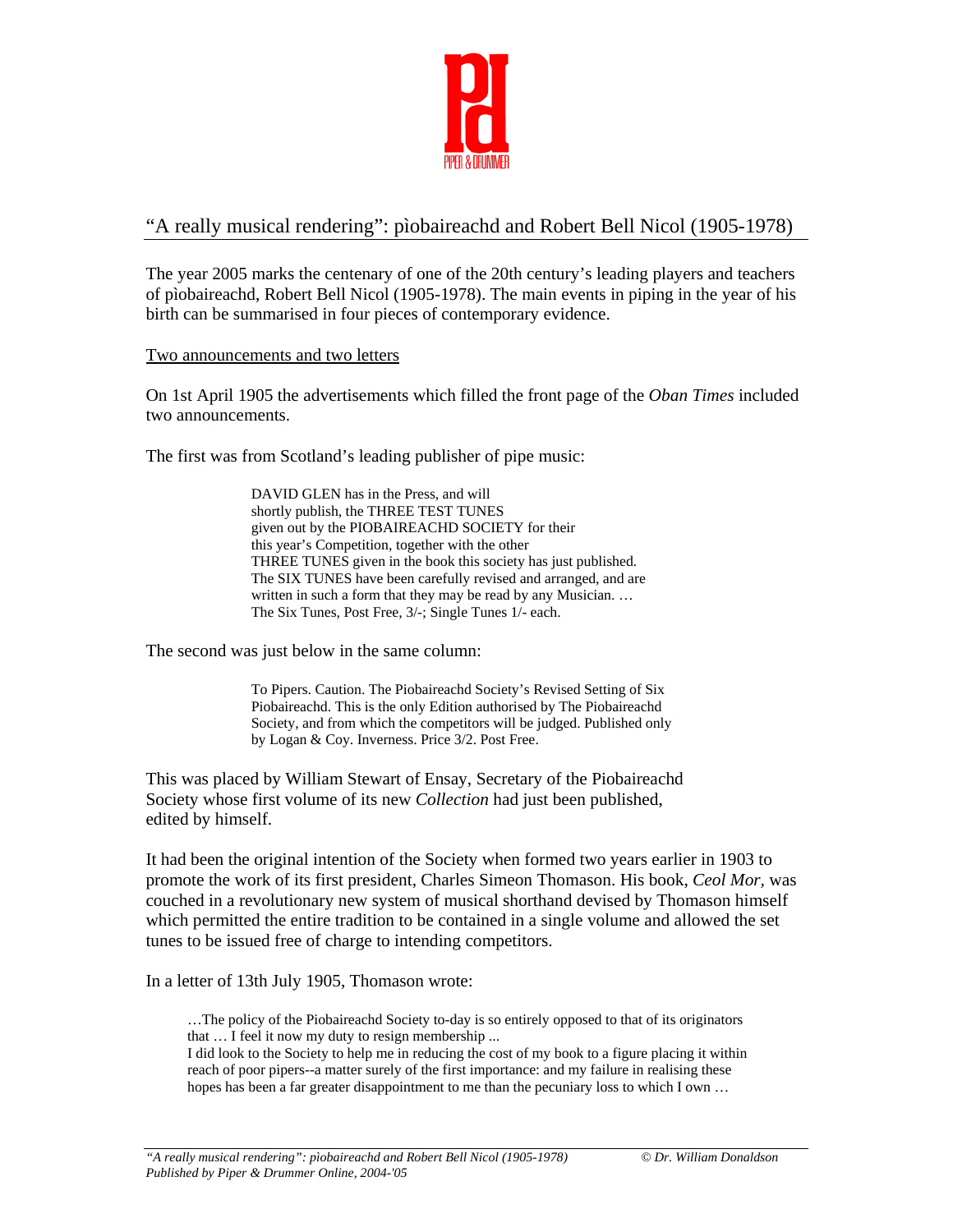# “A really musical rendering”: pìobaireachd and Robert Bell Nicol (1905-1978)

The year 2005 marks the centenary of one of the 20th century’s leading players and teachers of pìobaireachd, Robert Bell Nicol (1905-1978). The main events in piping in the year of his birth can be summarised in four pieces of contemporary evidence.

## Two announcements and two letters

On 1st April 1905 the advertisements which filled the front page of the *Oban Times* included two announcements.

The first was from Scotland’s leading publisher of pipe music:

> DAVID GLEN has in the Press, and will
> shortly publish, the THREE TEST TUNES
> given out by the PIOBAIREACHD SOCIETY for their
> this year’s Competition, together with the other
> THREE TUNES given in the book this society has just published.
> The SIX TUNES have been carefully revised and arranged, and are
> written in such a form that they may be read by any Musician. …
> The Six Tunes, Post Free, 3/-; Single Tunes 1/- each.

The second was just below in the same column:

> To Pipers. Caution. The Piobaireachd Society’s Revised Setting of Six
> Piobaireachd. This is the only Edition authorised by The Piobaireachd
> Society, and from which the competitors will be judged. Published only
> by Logan & Coy. Inverness. Price 3/2. Post Free.

This was placed by William Stewart of Ensay, Secretary of the Piobaireachd Society whose first volume of its new *Collection* had just been published, edited by himself.

It had been the original intention of the Society when formed two years earlier in 1903 to promote the work of its first president, Charles Simeon Thomason. His book, *Ceol Mor*, was couched in a revolutionary new system of musical shorthand devised by Thomason himself which permitted the entire tradition to be contained in a single volume and allowed the set tunes to be issued free of charge to intending competitors.

In a letter of 13th July 1905, Thomason wrote:

> …The policy of the Piobaireachd Society to-day is so entirely opposed to that of its originators that … I feel it now my duty to resign membership ...
> I did look to the Society to help me in reducing the cost of my book to a figure placing it within reach of poor pipers--a matter surely of the first importance: and my failure in realising these hopes has been a far greater disappointment to me than the pecuniary loss to which I own …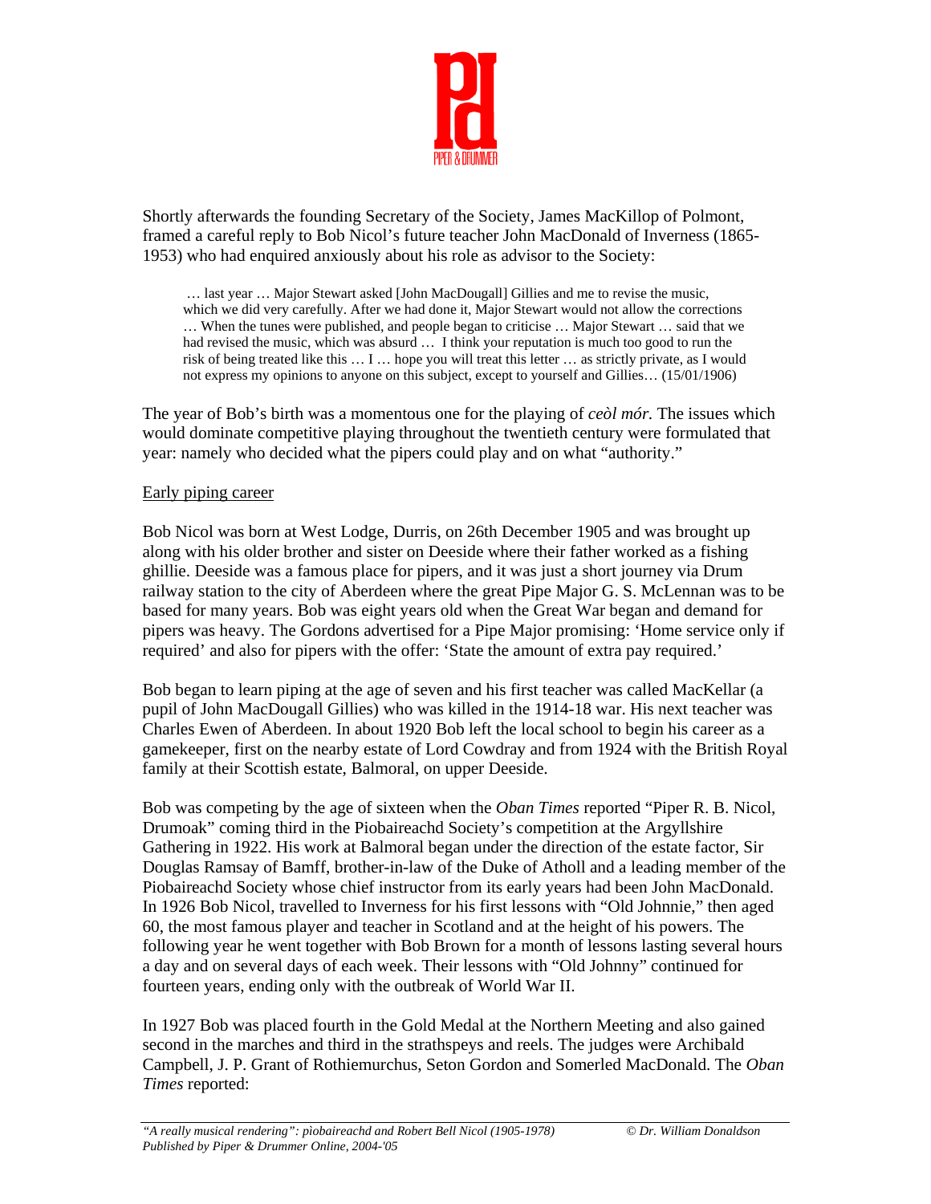Shortly afterwards the founding Secretary of the Society, James MacKillop of Polmont, framed a careful reply to Bob Nicol's future teacher John MacDonald of Inverness (1865-1953) who had enquired anxiously about his role as advisor to the Society:

> … last year … Major Stewart asked [John MacDougall] Gillies and me to revise the music, which we did very carefully. After we had done it, Major Stewart would not allow the corrections … When the tunes were published, and people began to criticise … Major Stewart … said that we had revised the music, which was absurd … I think your reputation is much too good to run the risk of being treated like this … I … hope you will treat this letter … as strictly private, as I would not express my opinions to anyone on this subject, except to yourself and Gillies… (15/01/1906)

The year of Bob's birth was a momentous one for the playing of *ceòl mór.* The issues which would dominate competitive playing throughout the twentieth century were formulated that year: namely who decided what the pipers could play and on what "authority."

## Early piping career

Bob Nicol was born at West Lodge, Durris, on 26th December 1905 and was brought up along with his older brother and sister on Deeside where their father worked as a fishing ghillie. Deeside was a famous place for pipers, and it was just a short journey via Drum railway station to the city of Aberdeen where the great Pipe Major G. S. McLennan was to be based for many years. Bob was eight years old when the Great War began and demand for pipers was heavy. The Gordons advertised for a Pipe Major promising: 'Home service only if required' and also for pipers with the offer: 'State the amount of extra pay required.'

Bob began to learn piping at the age of seven and his first teacher was called MacKellar (a pupil of John MacDougall Gillies) who was killed in the 1914-18 war. His next teacher was Charles Ewen of Aberdeen. In about 1920 Bob left the local school to begin his career as a gamekeeper, first on the nearby estate of Lord Cowdray and from 1924 with the British Royal family at their Scottish estate, Balmoral, on upper Deeside.

Bob was competing by the age of sixteen when the *Oban Times* reported "Piper R. B. Nicol, Drumoak" coming third in the Piobaireachd Society's competition at the Argyllshire Gathering in 1922. His work at Balmoral began under the direction of the estate factor, Sir Douglas Ramsay of Bamff, brother-in-law of the Duke of Atholl and a leading member of the Piobaireachd Society whose chief instructor from its early years had been John MacDonald. In 1926 Bob Nicol, travelled to Inverness for his first lessons with "Old Johnnie," then aged 60, the most famous player and teacher in Scotland and at the height of his powers. The following year he went together with Bob Brown for a month of lessons lasting several hours a day and on several days of each week. Their lessons with "Old Johnny" continued for fourteen years, ending only with the outbreak of World War II.

In 1927 Bob was placed fourth in the Gold Medal at the Northern Meeting and also gained second in the marches and third in the strathspeys and reels. The judges were Archibald Campbell, J. P. Grant of Rothiemurchus, Seton Gordon and Somerled MacDonald. The *Oban Times* reported: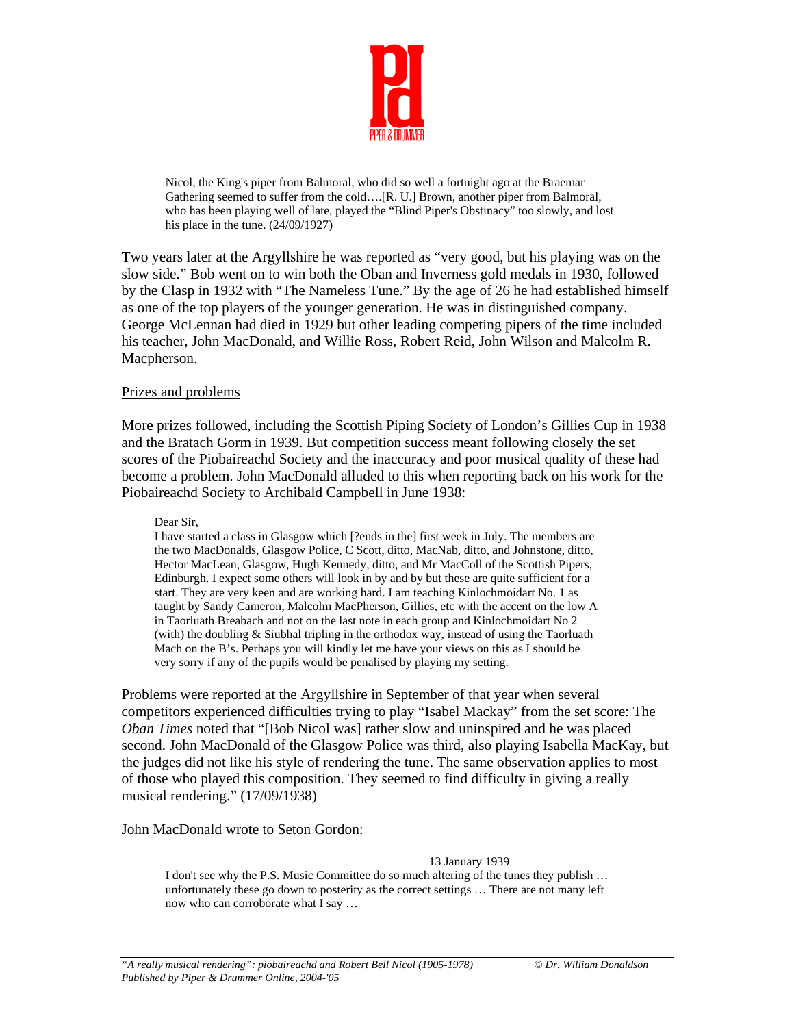> Nicol, the King's piper from Balmoral, who did so well a fortnight ago at the Braemar Gathering seemed to suffer from the cold….[R. U.] Brown, another piper from Balmoral, who has been playing well of late, played the "Blind Piper's Obstinacy" too slowly, and lost his place in the tune. (24/09/1927)

Two years later at the Argyllshire he was reported as "very good, but his playing was on the slow side." Bob went on to win both the Oban and Inverness gold medals in 1930, followed by the Clasp in 1932 with "The Nameless Tune." By the age of 26 he had established himself as one of the top players of the younger generation. He was in distinguished company. George McLennan had died in 1929 but other leading competing pipers of the time included his teacher, John MacDonald, and Willie Ross, Robert Reid, John Wilson and Malcolm R. Macpherson.

Prizes and problems

More prizes followed, including the Scottish Piping Society of London's Gillies Cup in 1938 and the Bratach Gorm in 1939. But competition success meant following closely the set scores of the Piobaireachd Society and the inaccuracy and poor musical quality of these had become a problem. John MacDonald alluded to this when reporting back on his work for the Piobaireachd Society to Archibald Campbell in June 1938:

> Dear Sir,
> I have started a class in Glasgow which [?ends in the] first week in July. The members are the two MacDonalds, Glasgow Police, C Scott, ditto, MacNab, ditto, and Johnstone, ditto, Hector MacLean, Glasgow, Hugh Kennedy, ditto, and Mr MacColl of the Scottish Pipers, Edinburgh. I expect some others will look in by and by but these are quite sufficient for a start. They are very keen and are working hard. I am teaching Kinlochmoidart No. 1 as taught by Sandy Cameron, Malcolm MacPherson, Gillies, etc with the accent on the low A in Taorluath Breabach and not on the last note in each group and Kinlochmoidart No 2 (with) the doubling & Siubhal tripling in the orthodox way, instead of using the Taorluath Mach on the B's. Perhaps you will kindly let me have your views on this as I should be very sorry if any of the pupils would be penalised by playing my setting.

Problems were reported at the Argyllshire in September of that year when several competitors experienced difficulties trying to play "Isabel Mackay" from the set score: The *Oban Times* noted that "[Bob Nicol was] rather slow and uninspired and he was placed second. John MacDonald of the Glasgow Police was third, also playing Isabella MacKay, but the judges did not like his style of rendering the tune. The same observation applies to most of those who played this composition. They seemed to find difficulty in giving a really musical rendering." (17/09/1938)

John MacDonald wrote to Seton Gordon:

> 13 January 1939
>
> I don't see why the P.S. Music Committee do so much altering of the tunes they publish … unfortunately these go down to posterity as the correct settings … There are not many left now who can corroborate what I say …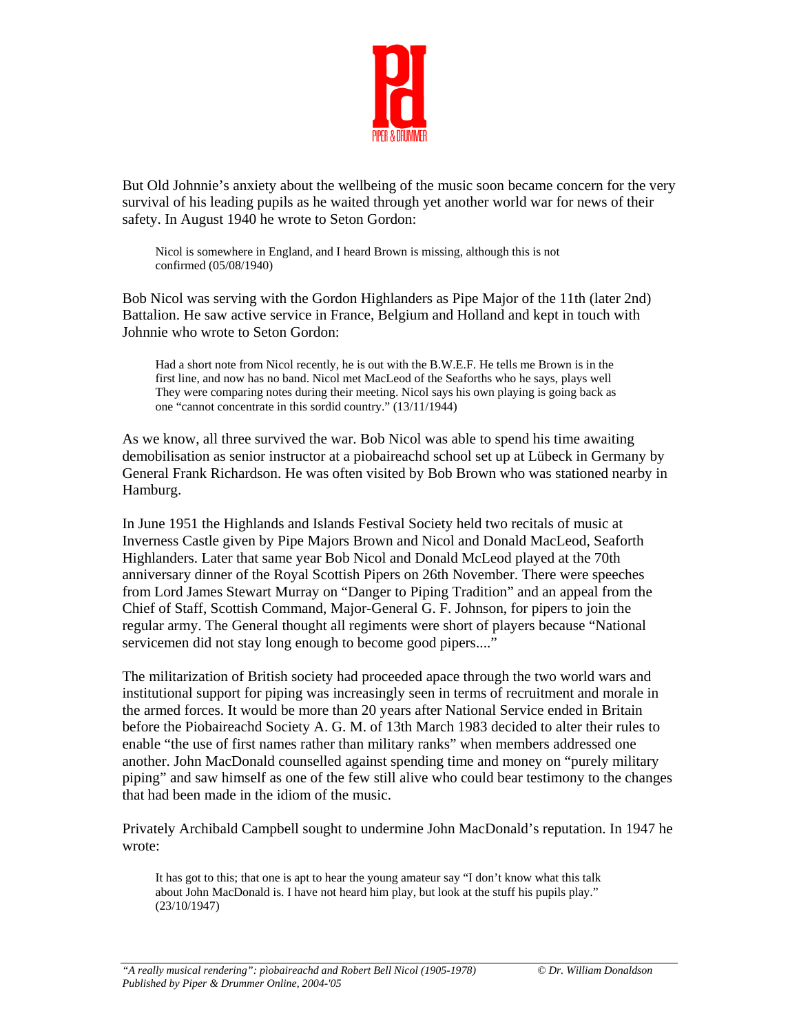But Old Johnnie's anxiety about the wellbeing of the music soon became concern for the very survival of his leading pupils as he waited through yet another world war for news of their safety. In August 1940 he wrote to Seton Gordon:

> Nicol is somewhere in England, and I heard Brown is missing, although this is not confirmed (05/08/1940)

Bob Nicol was serving with the Gordon Highlanders as Pipe Major of the 11th (later 2nd) Battalion. He saw active service in France, Belgium and Holland and kept in touch with Johnnie who wrote to Seton Gordon:

> Had a short note from Nicol recently, he is out with the B.W.E.F. He tells me Brown is in the first line, and now has no band. Nicol met MacLeod of the Seaforths who he says, plays well They were comparing notes during their meeting. Nicol says his own playing is going back as one "cannot concentrate in this sordid country." (13/11/1944)

As we know, all three survived the war. Bob Nicol was able to spend his time awaiting demobilisation as senior instructor at a piobaireachd school set up at Lübeck in Germany by General Frank Richardson. He was often visited by Bob Brown who was stationed nearby in Hamburg.

In June 1951 the Highlands and Islands Festival Society held two recitals of music at Inverness Castle given by Pipe Majors Brown and Nicol and Donald MacLeod, Seaforth Highlanders. Later that same year Bob Nicol and Donald McLeod played at the 70th anniversary dinner of the Royal Scottish Pipers on 26th November. There were speeches from Lord James Stewart Murray on "Danger to Piping Tradition" and an appeal from the Chief of Staff, Scottish Command, Major-General G. F. Johnson, for pipers to join the regular army. The General thought all regiments were short of players because "National servicemen did not stay long enough to become good pipers...."

The militarization of British society had proceeded apace through the two world wars and institutional support for piping was increasingly seen in terms of recruitment and morale in the armed forces. It would be more than 20 years after National Service ended in Britain before the Piobaireachd Society A. G. M. of 13th March 1983 decided to alter their rules to enable "the use of first names rather than military ranks" when members addressed one another. John MacDonald counselled against spending time and money on "purely military piping" and saw himself as one of the few still alive who could bear testimony to the changes that had been made in the idiom of the music.

Privately Archibald Campbell sought to undermine John MacDonald's reputation. In 1947 he wrote:

> It has got to this; that one is apt to hear the young amateur say "I don't know what this talk about John MacDonald is. I have not heard him play, but look at the stuff his pupils play." (23/10/1947)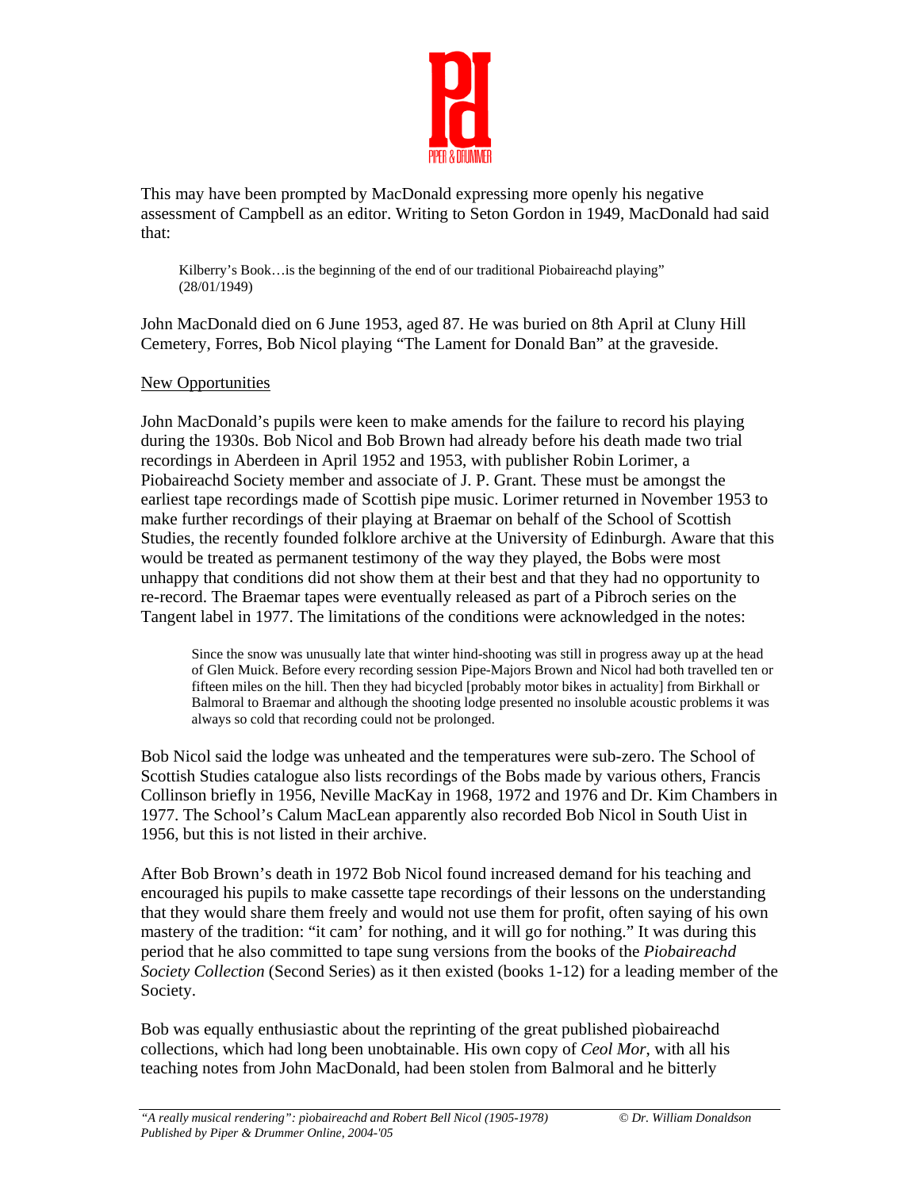This may have been prompted by MacDonald expressing more openly his negative assessment of Campbell as an editor. Writing to Seton Gordon in 1949, MacDonald had said that:

> Kilberry's Book…is the beginning of the end of our traditional Piobaireachd playing" (28/01/1949)

John MacDonald died on 6 June 1953, aged 87. He was buried on 8th April at Cluny Hill Cemetery, Forres, Bob Nicol playing "The Lament for Donald Ban" at the graveside.

## New Opportunities

John MacDonald's pupils were keen to make amends for the failure to record his playing during the 1930s. Bob Nicol and Bob Brown had already before his death made two trial recordings in Aberdeen in April 1952 and 1953, with publisher Robin Lorimer, a Piobaireachd Society member and associate of J. P. Grant. These must be amongst the earliest tape recordings made of Scottish pipe music. Lorimer returned in November 1953 to make further recordings of their playing at Braemar on behalf of the School of Scottish Studies, the recently founded folklore archive at the University of Edinburgh. Aware that this would be treated as permanent testimony of the way they played, the Bobs were most unhappy that conditions did not show them at their best and that they had no opportunity to re-record. The Braemar tapes were eventually released as part of a Pibroch series on the Tangent label in 1977. The limitations of the conditions were acknowledged in the notes:

> Since the snow was unusually late that winter hind-shooting was still in progress away up at the head of Glen Muick. Before every recording session Pipe-Majors Brown and Nicol had both travelled ten or fifteen miles on the hill. Then they had bicycled [probably motor bikes in actuality] from Birkhall or Balmoral to Braemar and although the shooting lodge presented no insoluble acoustic problems it was always so cold that recording could not be prolonged.

Bob Nicol said the lodge was unheated and the temperatures were sub-zero. The School of Scottish Studies catalogue also lists recordings of the Bobs made by various others, Francis Collinson briefly in 1956, Neville MacKay in 1968, 1972 and 1976 and Dr. Kim Chambers in 1977. The School's Calum MacLean apparently also recorded Bob Nicol in South Uist in 1956, but this is not listed in their archive.

After Bob Brown's death in 1972 Bob Nicol found increased demand for his teaching and encouraged his pupils to make cassette tape recordings of their lessons on the understanding that they would share them freely and would not use them for profit, often saying of his own mastery of the tradition: "it cam' for nothing, and it will go for nothing." It was during this period that he also committed to tape sung versions from the books of the *Piobaireachd Society Collection* (Second Series) as it then existed (books 1-12) for a leading member of the Society.

Bob was equally enthusiastic about the reprinting of the great published pìobaireachd collections, which had long been unobtainable. His own copy of *Ceol Mor*, with all his teaching notes from John MacDonald, had been stolen from Balmoral and he bitterly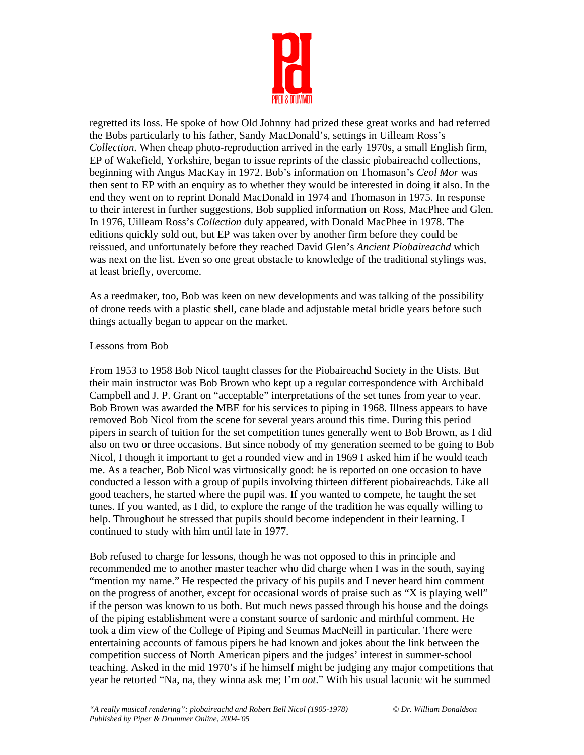regretted its loss. He spoke of how Old Johnny had prized these great works and had referred the Bobs particularly to his father, Sandy MacDonald's, settings in Uilleam Ross's *Collection*. When cheap photo-reproduction arrived in the early 1970s, a small English firm, EP of Wakefield, Yorkshire, began to issue reprints of the classic pìobaireachd collections, beginning with Angus MacKay in 1972. Bob's information on Thomason's *Ceol Mor* was then sent to EP with an enquiry as to whether they would be interested in doing it also. In the end they went on to reprint Donald MacDonald in 1974 and Thomason in 1975. In response to their interest in further suggestions, Bob supplied information on Ross, MacPhee and Glen. In 1976, Uilleam Ross's *Collection* duly appeared, with Donald MacPhee in 1978. The editions quickly sold out, but EP was taken over by another firm before they could be reissued, and unfortunately before they reached David Glen's *Ancient Piobaireachd* which was next on the list. Even so one great obstacle to knowledge of the traditional stylings was, at least briefly, overcome.

As a reedmaker, too, Bob was keen on new developments and was talking of the possibility of drone reeds with a plastic shell, cane blade and adjustable metal bridle years before such things actually began to appear on the market.

## Lessons from Bob

From 1953 to 1958 Bob Nicol taught classes for the Piobaireachd Society in the Uists. But their main instructor was Bob Brown who kept up a regular correspondence with Archibald Campbell and J. P. Grant on "acceptable" interpretations of the set tunes from year to year. Bob Brown was awarded the MBE for his services to piping in 1968. Illness appears to have removed Bob Nicol from the scene for several years around this time. During this period pipers in search of tuition for the set competition tunes generally went to Bob Brown, as I did also on two or three occasions. But since nobody of my generation seemed to be going to Bob Nicol, I though it important to get a rounded view and in 1969 I asked him if he would teach me. As a teacher, Bob Nicol was virtuosically good: he is reported on one occasion to have conducted a lesson with a group of pupils involving thirteen different pìobaireachds. Like all good teachers, he started where the pupil was. If you wanted to compete, he taught the set tunes. If you wanted, as I did, to explore the range of the tradition he was equally willing to help. Throughout he stressed that pupils should become independent in their learning. I continued to study with him until late in 1977.

Bob refused to charge for lessons, though he was not opposed to this in principle and recommended me to another master teacher who did charge when I was in the south, saying "mention my name." He respected the privacy of his pupils and I never heard him comment on the progress of another, except for occasional words of praise such as "X is playing well" if the person was known to us both. But much news passed through his house and the doings of the piping establishment were a constant source of sardonic and mirthful comment. He took a dim view of the College of Piping and Seumas MacNeill in particular. There were entertaining accounts of famous pipers he had known and jokes about the link between the competition success of North American pipers and the judges' interest in summer-school teaching. Asked in the mid 1970's if he himself might be judging any major competitions that year he retorted "Na, na, they winna ask me; I'm *oot*." With his usual laconic wit he summed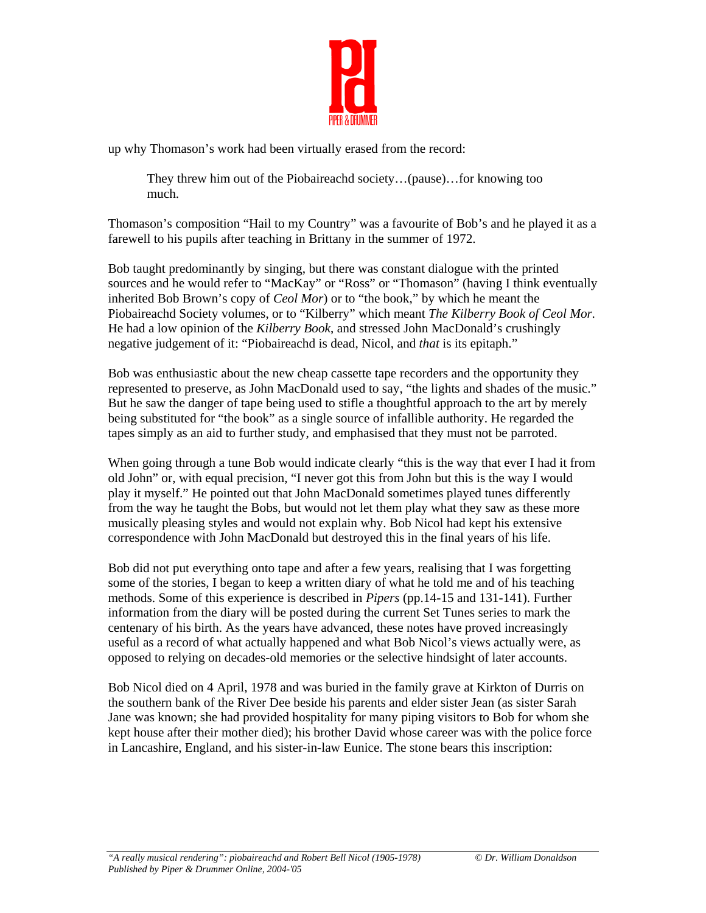up why Thomason's work had been virtually erased from the record:

> They threw him out of the Piobaireachd society…(pause)…for knowing too much.

Thomason's composition "Hail to my Country" was a favourite of Bob's and he played it as a farewell to his pupils after teaching in Brittany in the summer of 1972.

Bob taught predominantly by singing, but there was constant dialogue with the printed sources and he would refer to "MacKay" or "Ross" or "Thomason" (having I think eventually inherited Bob Brown's copy of *Ceol Mor*) or to "the book," by which he meant the Piobaireachd Society volumes, or to "Kilberry" which meant *The Kilberry Book of Ceol Mor*. He had a low opinion of the *Kilberry Book*, and stressed John MacDonald's crushingly negative judgement of it: "Piobaireachd is dead, Nicol, and *that* is its epitaph."

Bob was enthusiastic about the new cheap cassette tape recorders and the opportunity they represented to preserve, as John MacDonald used to say, "the lights and shades of the music." But he saw the danger of tape being used to stifle a thoughtful approach to the art by merely being substituted for "the book" as a single source of infallible authority. He regarded the tapes simply as an aid to further study, and emphasised that they must not be parroted.

When going through a tune Bob would indicate clearly "this is the way that ever I had it from old John" or, with equal precision, "I never got this from John but this is the way I would play it myself." He pointed out that John MacDonald sometimes played tunes differently from the way he taught the Bobs, but would not let them play what they saw as these more musically pleasing styles and would not explain why. Bob Nicol had kept his extensive correspondence with John MacDonald but destroyed this in the final years of his life.

Bob did not put everything onto tape and after a few years, realising that I was forgetting some of the stories, I began to keep a written diary of what he told me and of his teaching methods. Some of this experience is described in *Pipers* (pp.14-15 and 131-141). Further information from the diary will be posted during the current Set Tunes series to mark the centenary of his birth. As the years have advanced, these notes have proved increasingly useful as a record of what actually happened and what Bob Nicol's views actually were, as opposed to relying on decades-old memories or the selective hindsight of later accounts.

Bob Nicol died on 4 April, 1978 and was buried in the family grave at Kirkton of Durris on the southern bank of the River Dee beside his parents and elder sister Jean (as sister Sarah Jane was known; she had provided hospitality for many piping visitors to Bob for whom she kept house after their mother died); his brother David whose career was with the police force in Lancashire, England, and his sister-in-law Eunice. The stone bears this inscription: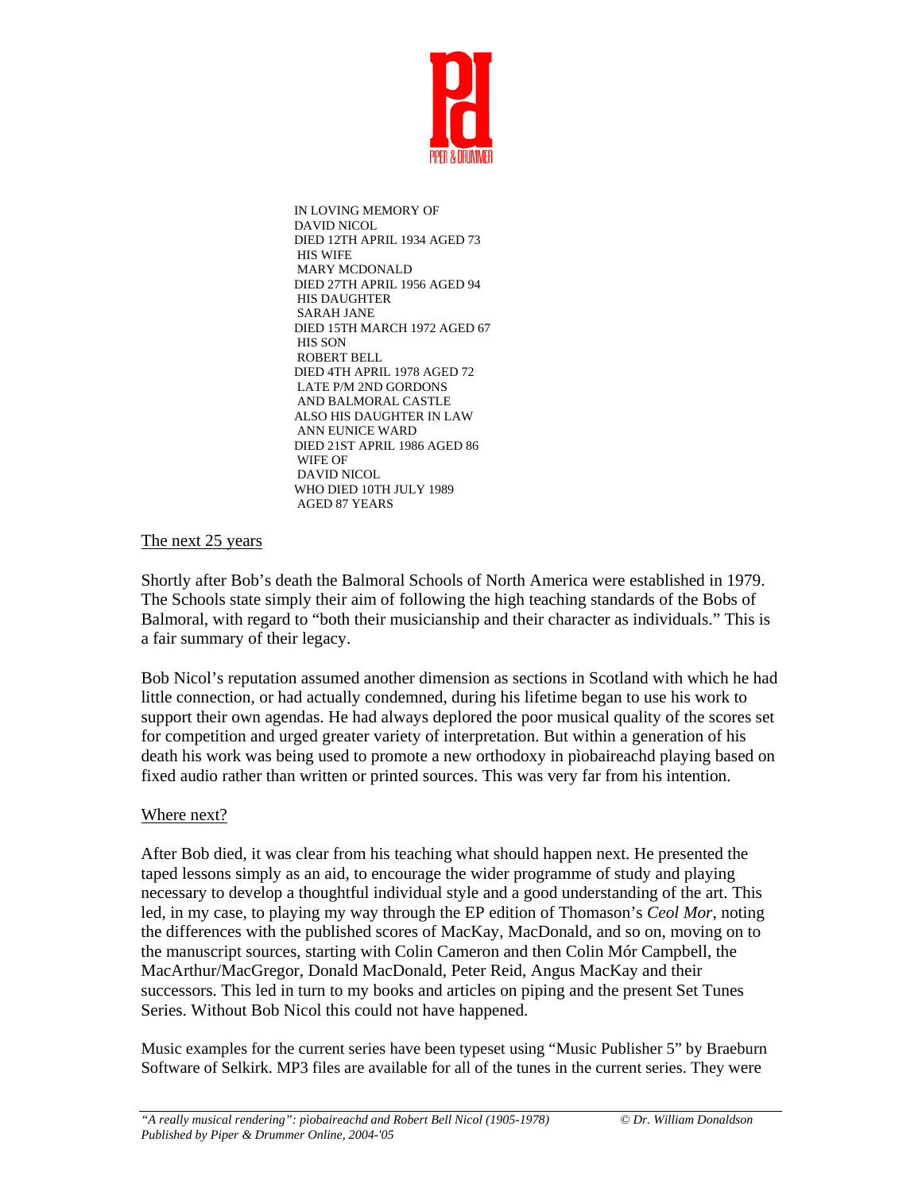IN LOVING MEMORY OF
DAVID NICOL
DIED 12TH APRIL 1934 AGED 73
HIS WIFE
MARY MCDONALD
DIED 27TH APRIL 1956 AGED 94
HIS DAUGHTER
SARAH JANE
DIED 15TH MARCH 1972 AGED 67
HIS SON
ROBERT BELL
DIED 4TH APRIL 1978 AGED 72
LATE P/M 2ND GORDONS
AND BALMORAL CASTLE
ALSO HIS DAUGHTER IN LAW
ANN EUNICE WARD
DIED 21ST APRIL 1986 AGED 86
WIFE OF
DAVID NICOL
WHO DIED 10TH JULY 1989
AGED 87 YEARS

## The next 25 years

Shortly after Bob's death the Balmoral Schools of North America were established in 1979. The Schools state simply their aim of following the high teaching standards of the Bobs of Balmoral, with regard to "both their musicianship and their character as individuals." This is a fair summary of their legacy.

Bob Nicol's reputation assumed another dimension as sections in Scotland with which he had little connection, or had actually condemned, during his lifetime began to use his work to support their own agendas. He had always deplored the poor musical quality of the scores set for competition and urged greater variety of interpretation. But within a generation of his death his work was being used to promote a new orthodoxy in pìobaireachd playing based on fixed audio rather than written or printed sources. This was very far from his intention.

## Where next?

After Bob died, it was clear from his teaching what should happen next. He presented the taped lessons simply as an aid, to encourage the wider programme of study and playing necessary to develop a thoughtful individual style and a good understanding of the art. This led, in my case, to playing my way through the EP edition of Thomason's *Ceol Mor*, noting the differences with the published scores of MacKay, MacDonald, and so on, moving on to the manuscript sources, starting with Colin Cameron and then Colin Mór Campbell, the MacArthur/MacGregor, Donald MacDonald, Peter Reid, Angus MacKay and their successors. This led in turn to my books and articles on piping and the present Set Tunes Series. Without Bob Nicol this could not have happened.

Music examples for the current series have been typeset using "Music Publisher 5" by Braeburn Software of Selkirk. MP3 files are available for all of the tunes in the current series. They were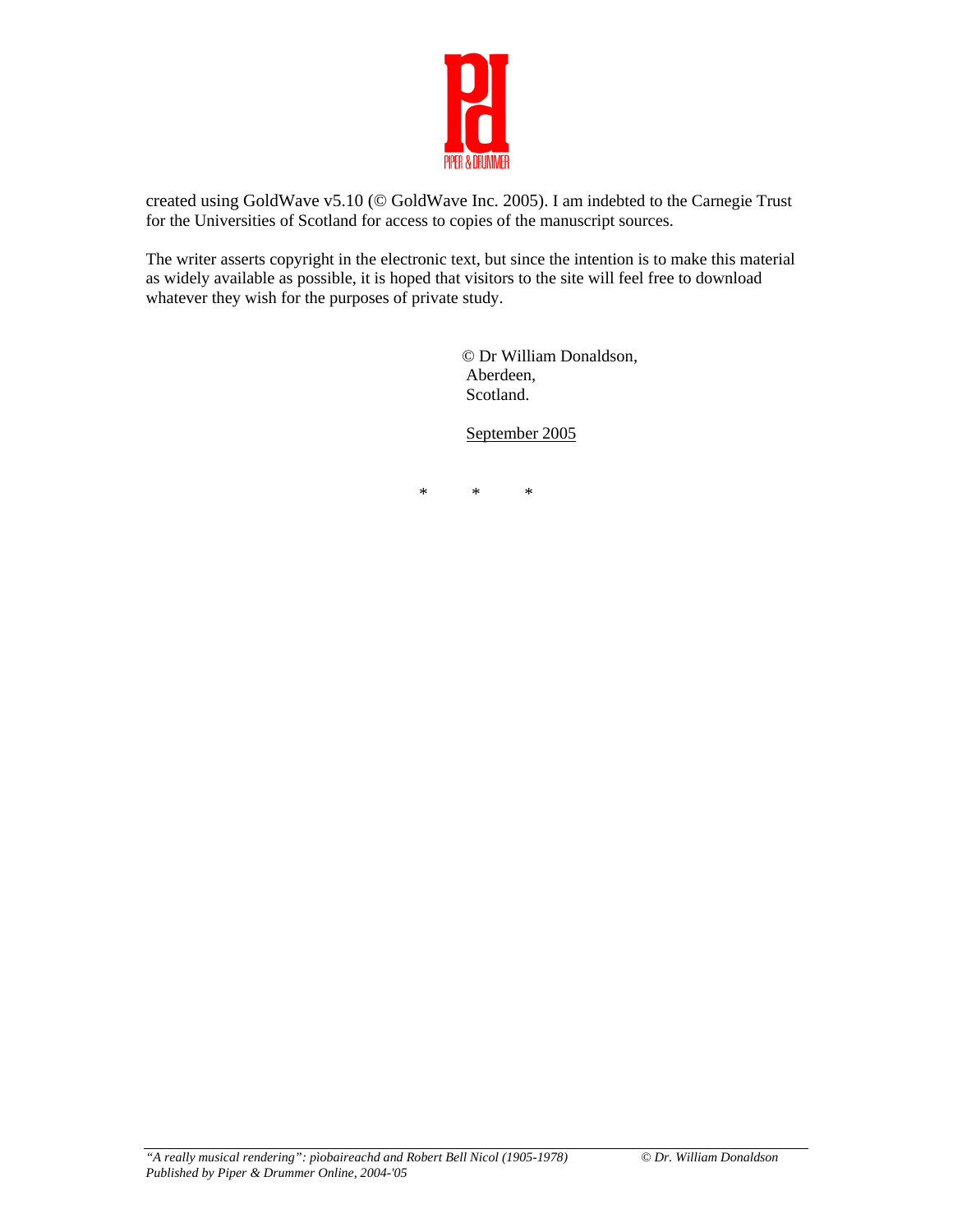created using GoldWave v5.10 (© GoldWave Inc. 2005). I am indebted to the Carnegie Trust for the Universities of Scotland for access to copies of the manuscript sources.

The writer asserts copyright in the electronic text, but since the intention is to make this material as widely available as possible, it is hoped that visitors to the site will feel free to download whatever they wish for the purposes of private study.

© Dr William Donaldson,
Aberdeen,
Scotland.

September 2005

\* \* \*